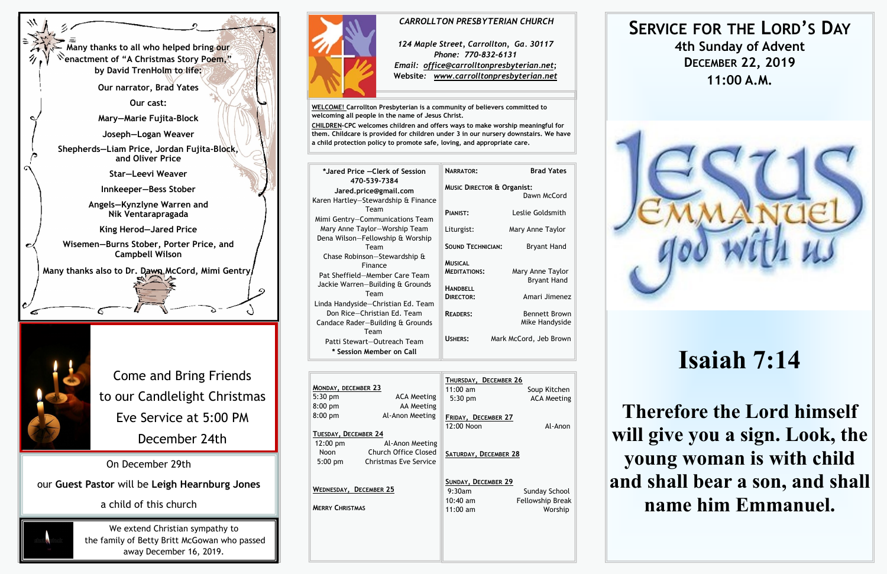Many thanks to all who helped bring our enactment of "A Christmas Story Poem," by David TrenHolm to life:

Our narrator, Brad Yates

Our cast:

Mary—Marie Fujita-Block

Joseph—Logan Weaver

Shepherds—Liam Price, Jordan Fujita-Block, and Oliver Price

Star—Leevi Weaver

Innkeeper—Bess Stober

Angels—Kynzlyne Warren and Nik Ventarapragada

King Herod—Jared Price

Wisemen—Burns Stober, Porter Price, and Campbell Wilson

Many thanks also to Dr. Dawn McCord, Mimi Gentry

Come and Bring Friends to our Candlelight Christmas Eve Service at 5:00 PM December 24th

On December 29th

our **Guest Pastor** will be **Leigh Hearnburg Jones**

a child of this church

We extend Christian sympathy to the family of Betty Britt McGowan who passed away December 16, 2019.

*CARROLLTON PRESBYTERIAN CHURCH*

*124 Maple Street, Carrollton, Ga. 30117*
*Phone: 770-832-6131*
*Email: office@carrolltonpresbyterian.net;*
*Website: www.carrolltonpresbyterian.net*

**WELCOME!** Carrollton Presbyterian is a community of believers committed to welcoming all people in the name of Jesus Christ.

**CHILDREN**-CPC welcomes children and offers ways to make worship meaningful for them. Childcare is provided for children under 3 in our nursery downstairs. We have a child protection policy to promote safe, loving, and appropriate care.

*Jared Price —Clerk of Session
470-539-7384
Jared.price@gmail.com
Karen Hartley—Stewardship & Finance Team
Mimi Gentry—Communications Team
Mary Anne Taylor—Worship Team
Dena Wilson—Fellowship & Worship Team
Chase Robinson—Stewardship & Finance
Pat Sheffield—Member Care Team
Jackie Warren—Building & Grounds Team
Linda Handyside—Christian Ed. Team
Don Rice—Christian Ed. Team
Candace Rader—Building & Grounds Team
Patti Stewart—Outreach Team
* Session Member on Call

| | |
|---|---|
| NARRATOR: | Brad Yates |
| MUSIC DIRECTOR & Organist: | Dawn McCord |
| PIANIST: | Leslie Goldsmith |
| Liturgist: | Mary Anne Taylor |
| SOUND TECHNICIAN: | Bryant Hand |
| MUSICAL MEDITATIONS: | Mary Anne Taylor, Bryant Hand |
| HANDBELL DIRECTOR: | Amari Jimenez |
| READERS: | Bennett Brown, Mike Handyside |
| USHERS: | Mark McCord, Jeb Brown |

**MONDAY, DECEMBER 23**
5:30 pm — ACA Meeting
8:00 pm — AA Meeting
8:00 pm — Al-Anon Meeting

**TUESDAY, DECEMBER 24**
12:00 pm — Al-Anon Meeting
Noon — Church Office Closed
5:00 pm — Christmas Eve Service

**WEDNESDAY, DECEMBER 25**

MERRY CHRISTMAS

**THURSDAY, DECEMBER 26**
11:00 am — Soup Kitchen
5:30 pm — ACA Meeting

**FRIDAY, DECEMBER 27**
12:00 Noon — Al-Anon

**SATURDAY, DECEMBER 28**

**SUNDAY, DECEMBER 29**
9:30am — Sunday School
10:40 am — Fellowship Break
11:00 am — Worship

# SERVICE FOR THE LORD'S DAY
## 4th Sunday of Advent
## DECEMBER 22, 2019
## 11:00 A.M.

JESUS EMMANUEL god with us

# Isaiah 7:14

**Therefore the Lord himself will give you a sign. Look, the young woman is with child and shall bear a son, and shall name him Emmanuel.**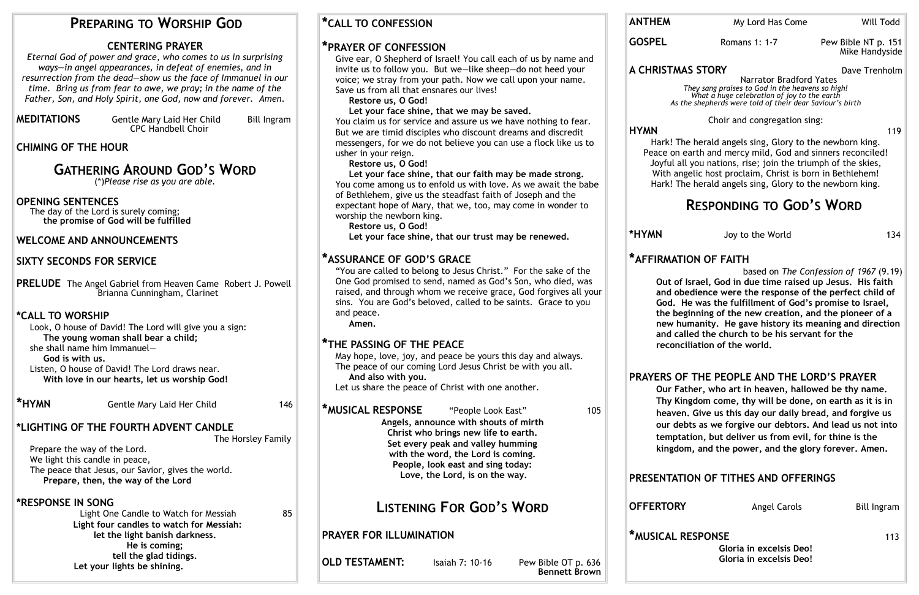# Preparing to Worship God

## CENTERING PRAYER

*Eternal God of power and grace, who comes to us in surprising ways—in angel appearances, in defeat of enemies, and in resurrection from the dead—show us the face of Immanuel in our time. Bring us from fear to awe, we pray; in the name of the Father, Son, and Holy Spirit, one God, now and forever. Amen.*

**MEDITATIONS** Gentle Mary Laid Her Child — Bill Ingram
CPC Handbell Choir

**CHIMING OF THE HOUR**

# Gathering Around God's Word

(*)*Please rise as you are able.*

**OPENING SENTENCES**

The day of the Lord is surely coming;
**the promise of God will be fulfilled**

**WELCOME AND ANNOUNCEMENTS**

**SIXTY SECONDS FOR SERVICE**

**PRELUDE** The Angel Gabriel from Heaven Came — Robert J. Powell
Brianna Cunningham, Clarinet

**\*CALL TO WORSHIP**

Look, O house of David! The Lord will give you a sign:
**The young woman shall bear a child;**
she shall name him Immanuel—
**God is with us.**
Listen, O house of David! The Lord draws near.
**With love in our hearts, let us worship God!**

**\*HYMN** Gentle Mary Laid Her Child — 146

**\*LIGHTING OF THE FOURTH ADVENT CANDLE** — The Horsley Family

Prepare the way of the Lord.
We light this candle in peace,
The peace that Jesus, our Savior, gives the world.
**Prepare, then, the way of the Lord**

**\*RESPONSE IN SONG** Light One Candle to Watch for Messiah — 85

**Light four candles to watch for Messiah:**
**let the light banish darkness.**
**He is coming;**
**tell the glad tidings.**
**Let your lights be shining.**

**\*CALL TO CONFESSION**

**\*PRAYER OF CONFESSION**

Give ear, O Shepherd of Israel! You call each of us by name and invite us to follow you. But we—like sheep—do not heed your voice; we stray from your path. Now we call upon your name. Save us from all that ensnares our lives!
**Restore us, O God!**
**Let your face shine, that we may be saved.**
You claim us for service and assure us we have nothing to fear. But we are timid disciples who discount dreams and discredit messengers, for we do not believe you can use a flock like us to usher in your reign.
**Restore us, O God!**
**Let your face shine, that our faith may be made strong.**
You come among us to enfold us with love. As we await the babe of Bethlehem, give us the steadfast faith of Joseph and the expectant hope of Mary, that we, too, may come in wonder to worship the newborn king.
**Restore us, O God!**
**Let your face shine, that our trust may be renewed.**

**\*ASSURANCE OF GOD'S GRACE**

"You are called to belong to Jesus Christ." For the sake of the One God promised to send, named as God's Son, who died, was raised, and through whom we receive grace, God forgives all your sins. You are God's beloved, called to be saints. Grace to you and peace.
**Amen.**

**\*THE PASSING OF THE PEACE**

May hope, love, joy, and peace be yours this day and always.
The peace of our coming Lord Jesus Christ be with you all.
**And also with you.**
Let us share the peace of Christ with one another.

**\*MUSICAL RESPONSE** "People Look East" — 105

**Angels, announce with shouts of mirth**
**Christ who brings new life to earth.**
**Set every peak and valley humming**
**with the word, the Lord is coming.**
**People, look east and sing today:**
**Love, the Lord, is on the way.**

# Listening For God's Word

**PRAYER FOR ILLUMINATION**

**OLD TESTAMENT:** Isaiah 7: 10-16 — Pew Bible OT p. 636
**Bennett Brown**

**ANTHEM** My Lord Has Come — Will Todd

**GOSPEL** Romans 1: 1-7 — Pew Bible NT p. 151
Mike Handyside

**A CHRISTMAS STORY** — Dave Trenholm
Narrator Bradford Yates

*They sang praises to God in the heavens so high!*
*What a huge celebration of joy to the earth*
*As the shepherds were told of their dear Saviour's birth*

Choir and congregation sing:

**HYMN** — 119

Hark! The herald angels sing, Glory to the newborn king.
Peace on earth and mercy mild, God and sinners reconciled!
Joyful all you nations, rise; join the triumph of the skies,
With angelic host proclaim, Christ is born in Bethlehem!
Hark! The herald angels sing, Glory to the newborn king.

# Responding to God's Word

**\*HYMN** Joy to the World — 134

**\*AFFIRMATION OF FAITH**

based on *The Confession of 1967* (9.19)

**Out of Israel, God in due time raised up Jesus. His faith and obedience were the response of the perfect child of God. He was the fulfillment of God's promise to Israel, the beginning of the new creation, and the pioneer of a new humanity. He gave history its meaning and direction and called the church to be his servant for the reconciliation of the world.**

**PRAYERS OF THE PEOPLE AND THE LORD'S PRAYER**

**Our Father, who art in heaven, hallowed be thy name. Thy Kingdom come, thy will be done, on earth as it is in heaven. Give us this day our daily bread, and forgive us our debts as we forgive our debtors. And lead us not into temptation, but deliver us from evil, for thine is the kingdom, and the power, and the glory forever. Amen.**

**PRESENTATION OF TITHES AND OFFERINGS**

**OFFERTORY** Angel Carols — Bill Ingram

**\*MUSICAL RESPONSE** — 113

**Gloria in excelsis Deo!**
**Gloria in excelsis Deo!**